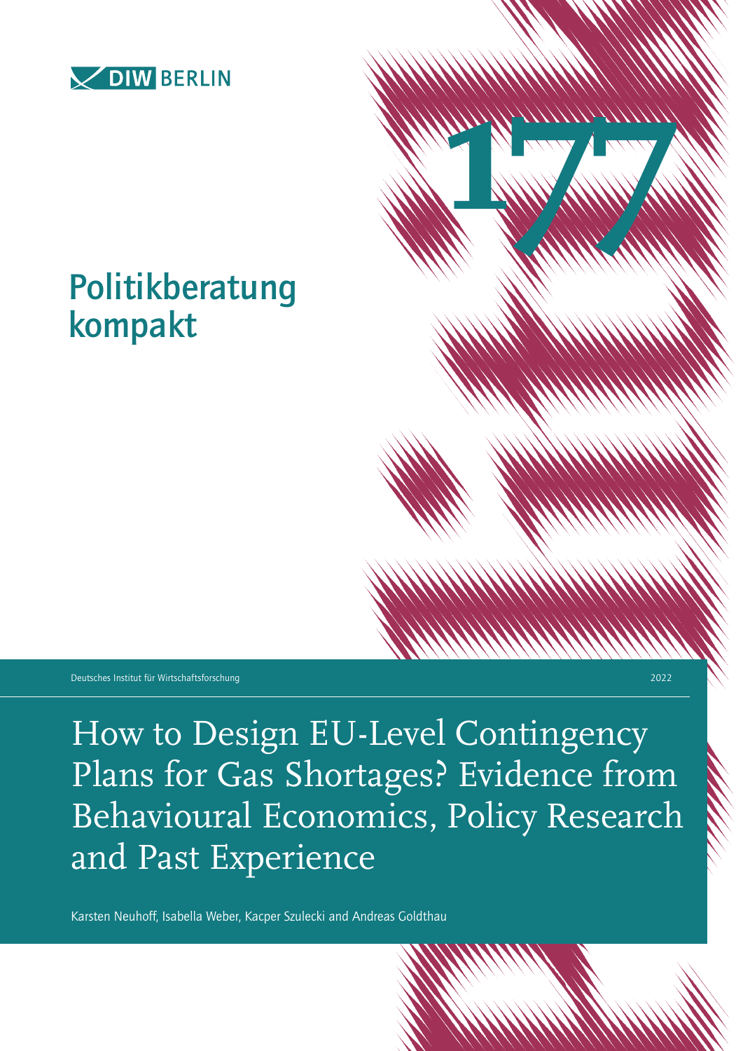DIW BERLIN

# Politikberatung kompakt

177

Deutsches Institut für Wirtschaftsforschung

2022

# How to Design EU-Level Contingency Plans for Gas Shortages? Evidence from Behavioural Economics, Policy Research and Past Experience

Karsten Neuhoff, Isabella Weber, Kacper Szulecki and Andreas Goldthau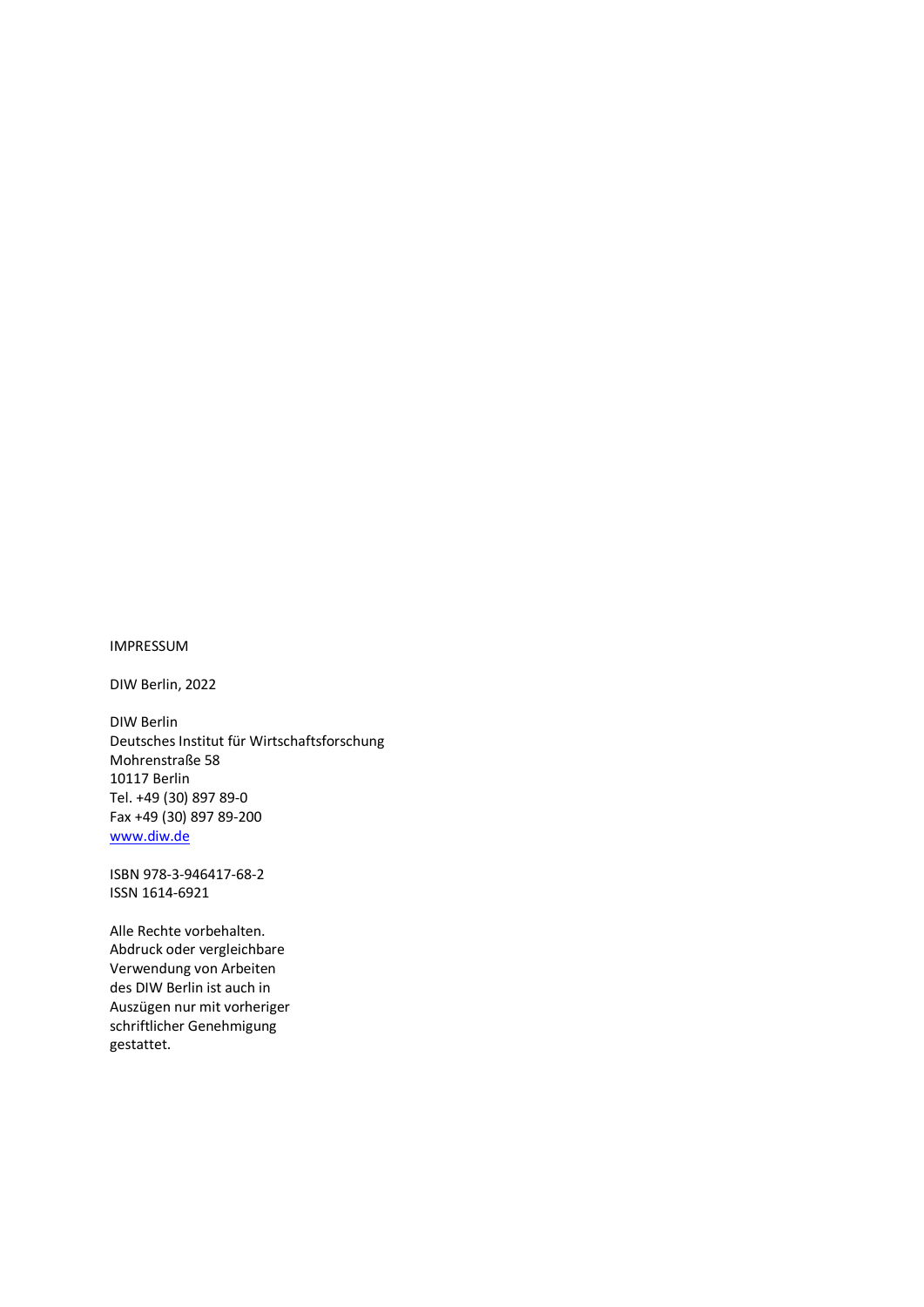IMPRESSUM

DIW Berlin, 2022

DIW Berlin
Deutsches Institut für Wirtschaftsforschung
Mohrenstraße 58
10117 Berlin
Tel. +49 (30) 897 89-0
Fax +49 (30) 897 89-200
www.diw.de

ISBN 978-3-946417-68-2
ISSN 1614-6921

Alle Rechte vorbehalten.
Abdruck oder vergleichbare
Verwendung von Arbeiten
des DIW Berlin ist auch in
Auszügen nur mit vorheriger
schriftlicher Genehmigung
gestattet.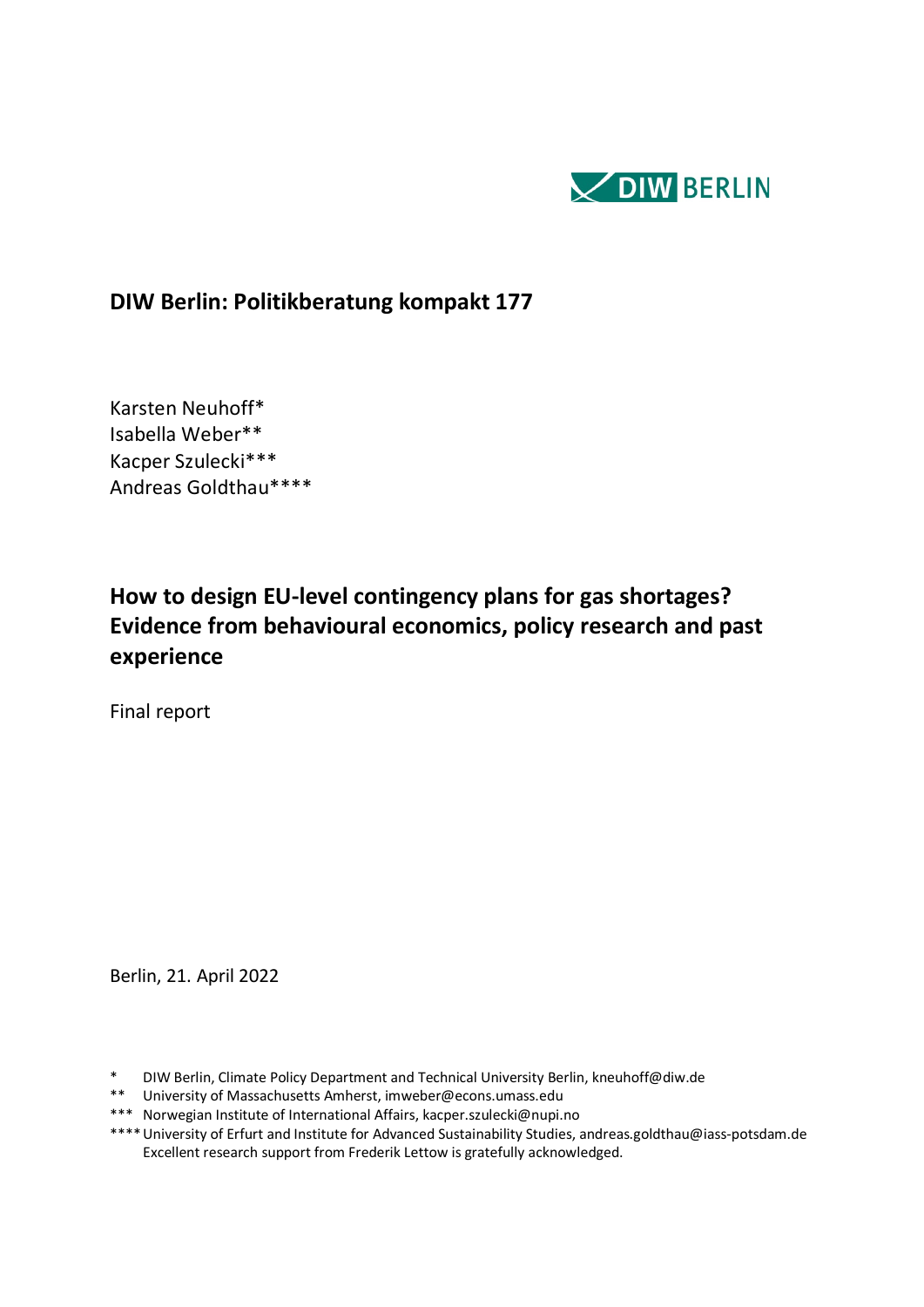DIW BERLIN

**DIW Berlin: Politikberatung kompakt 177**

Karsten Neuhoff*
Isabella Weber**
Kacper Szulecki***
Andreas Goldthau****

# How to design EU-level contingency plans for gas shortages? Evidence from behavioural economics, policy research and past experience

Final report

Berlin, 21. April 2022

\* DIW Berlin, Climate Policy Department and Technical University Berlin, kneuhoff@diw.de
\** University of Massachusetts Amherst, imweber@econs.umass.edu
\*** Norwegian Institute of International Affairs, kacper.szulecki@nupi.no
\**** University of Erfurt and Institute for Advanced Sustainability Studies, andreas.goldthau@iass-potsdam.de
Excellent research support from Frederik Lettow is gratefully acknowledged.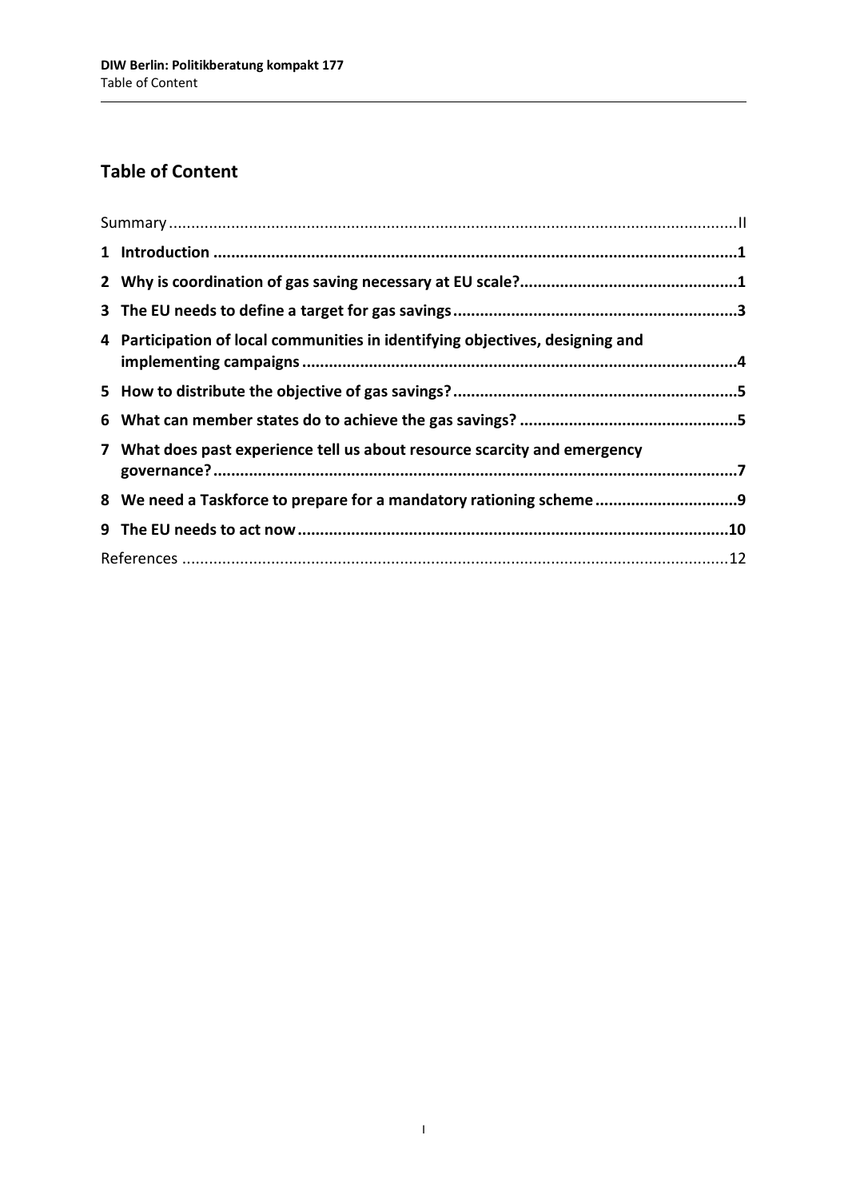## Table of Content

Summary .......... II

**1 Introduction .......... 1**

**2 Why is coordination of gas saving necessary at EU scale? .......... 1**

**3 The EU needs to define a target for gas savings .......... 3**

**4 Participation of local communities in identifying objectives, designing and implementing campaigns .......... 4**

**5 How to distribute the objective of gas savings? .......... 5**

**6 What can member states do to achieve the gas savings? .......... 5**

**7 What does past experience tell us about resource scarcity and emergency governance? .......... 7**

**8 We need a Taskforce to prepare for a mandatory rationing scheme .......... 9**

**9 The EU needs to act now .......... 10**

References .......... 12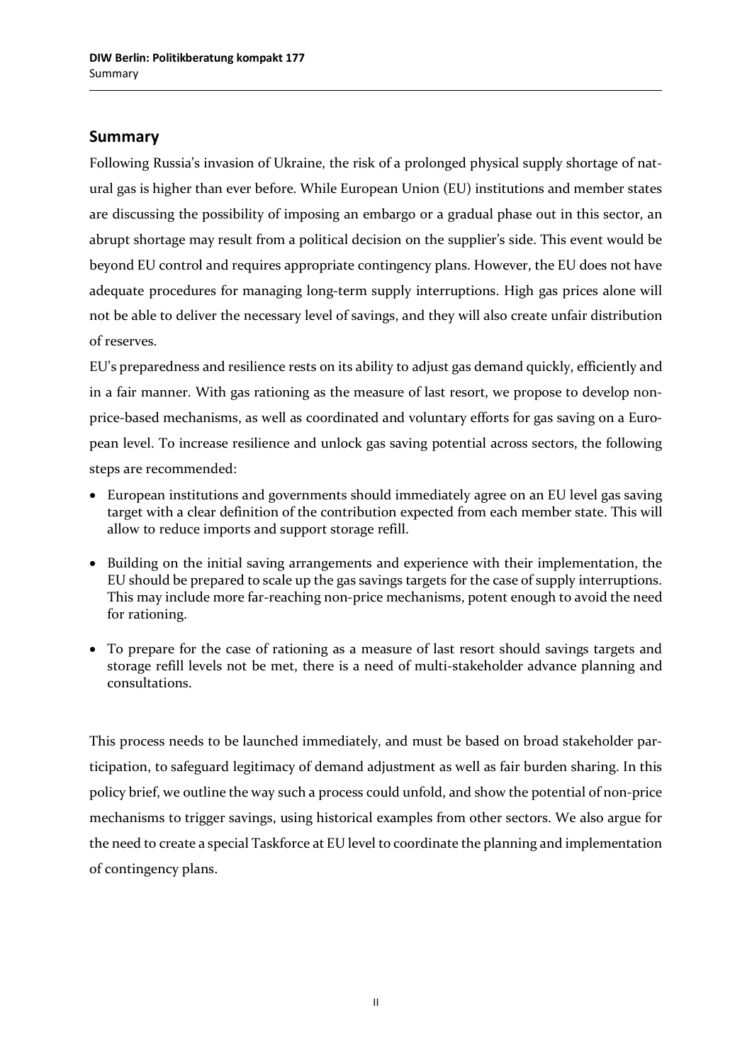## Summary

Following Russia's invasion of Ukraine, the risk of a prolonged physical supply shortage of natural gas is higher than ever before. While European Union (EU) institutions and member states are discussing the possibility of imposing an embargo or a gradual phase out in this sector, an abrupt shortage may result from a political decision on the supplier's side. This event would be beyond EU control and requires appropriate contingency plans. However, the EU does not have adequate procedures for managing long-term supply interruptions. High gas prices alone will not be able to deliver the necessary level of savings, and they will also create unfair distribution of reserves.

EU's preparedness and resilience rests on its ability to adjust gas demand quickly, efficiently and in a fair manner. With gas rationing as the measure of last resort, we propose to develop non-price-based mechanisms, as well as coordinated and voluntary efforts for gas saving on a European level. To increase resilience and unlock gas saving potential across sectors, the following steps are recommended:

- European institutions and governments should immediately agree on an EU level gas saving target with a clear definition of the contribution expected from each member state. This will allow to reduce imports and support storage refill.
- Building on the initial saving arrangements and experience with their implementation, the EU should be prepared to scale up the gas savings targets for the case of supply interruptions. This may include more far-reaching non-price mechanisms, potent enough to avoid the need for rationing.
- To prepare for the case of rationing as a measure of last resort should savings targets and storage refill levels not be met, there is a need of multi-stakeholder advance planning and consultations.

This process needs to be launched immediately, and must be based on broad stakeholder participation, to safeguard legitimacy of demand adjustment as well as fair burden sharing. In this policy brief, we outline the way such a process could unfold, and show the potential of non-price mechanisms to trigger savings, using historical examples from other sectors. We also argue for the need to create a special Taskforce at EU level to coordinate the planning and implementation of contingency plans.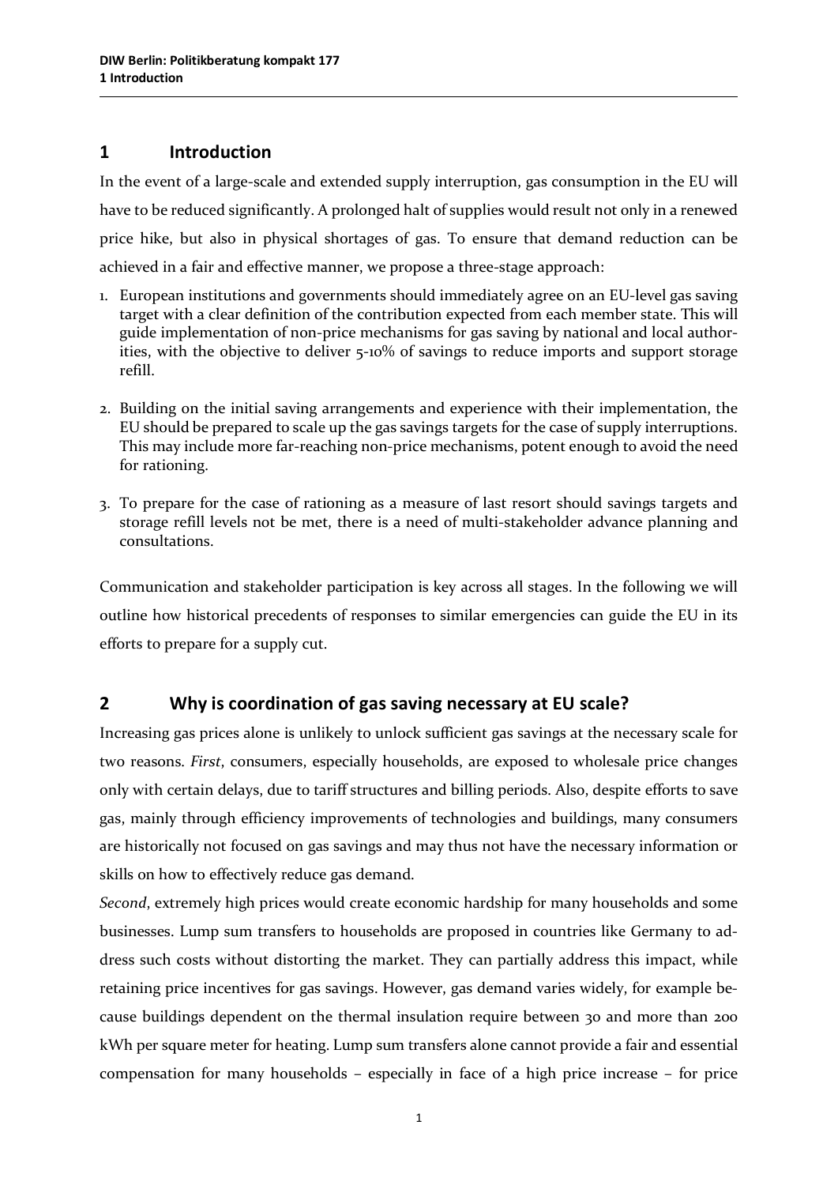## 1 Introduction

In the event of a large-scale and extended supply interruption, gas consumption in the EU will have to be reduced significantly. A prolonged halt of supplies would result not only in a renewed price hike, but also in physical shortages of gas. To ensure that demand reduction can be achieved in a fair and effective manner, we propose a three-stage approach:

1. European institutions and governments should immediately agree on an EU-level gas saving target with a clear definition of the contribution expected from each member state. This will guide implementation of non-price mechanisms for gas saving by national and local authorities, with the objective to deliver 5-10% of savings to reduce imports and support storage refill.
2. Building on the initial saving arrangements and experience with their implementation, the EU should be prepared to scale up the gas savings targets for the case of supply interruptions. This may include more far-reaching non-price mechanisms, potent enough to avoid the need for rationing.
3. To prepare for the case of rationing as a measure of last resort should savings targets and storage refill levels not be met, there is a need of multi-stakeholder advance planning and consultations.

Communication and stakeholder participation is key across all stages. In the following we will outline how historical precedents of responses to similar emergencies can guide the EU in its efforts to prepare for a supply cut.

## 2 Why is coordination of gas saving necessary at EU scale?

Increasing gas prices alone is unlikely to unlock sufficient gas savings at the necessary scale for two reasons. *First*, consumers, especially households, are exposed to wholesale price changes only with certain delays, due to tariff structures and billing periods. Also, despite efforts to save gas, mainly through efficiency improvements of technologies and buildings, many consumers are historically not focused on gas savings and may thus not have the necessary information or skills on how to effectively reduce gas demand.

*Second*, extremely high prices would create economic hardship for many households and some businesses. Lump sum transfers to households are proposed in countries like Germany to address such costs without distorting the market. They can partially address this impact, while retaining price incentives for gas savings. However, gas demand varies widely, for example because buildings dependent on the thermal insulation require between 30 and more than 200 kWh per square meter for heating. Lump sum transfers alone cannot provide a fair and essential compensation for many households – especially in face of a high price increase – for price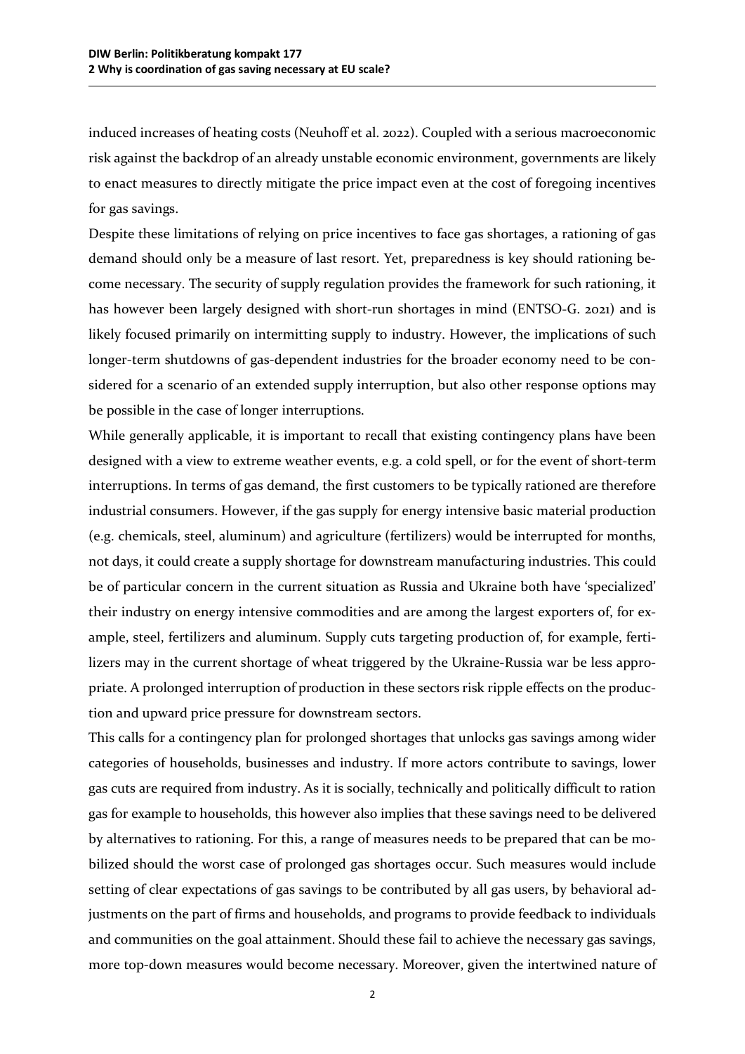induced increases of heating costs (Neuhoff et al. 2022). Coupled with a serious macroeconomic risk against the backdrop of an already unstable economic environment, governments are likely to enact measures to directly mitigate the price impact even at the cost of foregoing incentives for gas savings.

Despite these limitations of relying on price incentives to face gas shortages, a rationing of gas demand should only be a measure of last resort. Yet, preparedness is key should rationing become necessary. The security of supply regulation provides the framework for such rationing, it has however been largely designed with short-run shortages in mind (ENTSO-G. 2021) and is likely focused primarily on intermitting supply to industry. However, the implications of such longer-term shutdowns of gas-dependent industries for the broader economy need to be considered for a scenario of an extended supply interruption, but also other response options may be possible in the case of longer interruptions.

While generally applicable, it is important to recall that existing contingency plans have been designed with a view to extreme weather events, e.g. a cold spell, or for the event of short-term interruptions. In terms of gas demand, the first customers to be typically rationed are therefore industrial consumers. However, if the gas supply for energy intensive basic material production (e.g. chemicals, steel, aluminum) and agriculture (fertilizers) would be interrupted for months, not days, it could create a supply shortage for downstream manufacturing industries. This could be of particular concern in the current situation as Russia and Ukraine both have 'specialized' their industry on energy intensive commodities and are among the largest exporters of, for example, steel, fertilizers and aluminum. Supply cuts targeting production of, for example, fertilizers may in the current shortage of wheat triggered by the Ukraine-Russia war be less appropriate. A prolonged interruption of production in these sectors risk ripple effects on the production and upward price pressure for downstream sectors.

This calls for a contingency plan for prolonged shortages that unlocks gas savings among wider categories of households, businesses and industry. If more actors contribute to savings, lower gas cuts are required from industry. As it is socially, technically and politically difficult to ration gas for example to households, this however also implies that these savings need to be delivered by alternatives to rationing. For this, a range of measures needs to be prepared that can be mobilized should the worst case of prolonged gas shortages occur. Such measures would include setting of clear expectations of gas savings to be contributed by all gas users, by behavioral adjustments on the part of firms and households, and programs to provide feedback to individuals and communities on the goal attainment. Should these fail to achieve the necessary gas savings, more top-down measures would become necessary. Moreover, given the intertwined nature of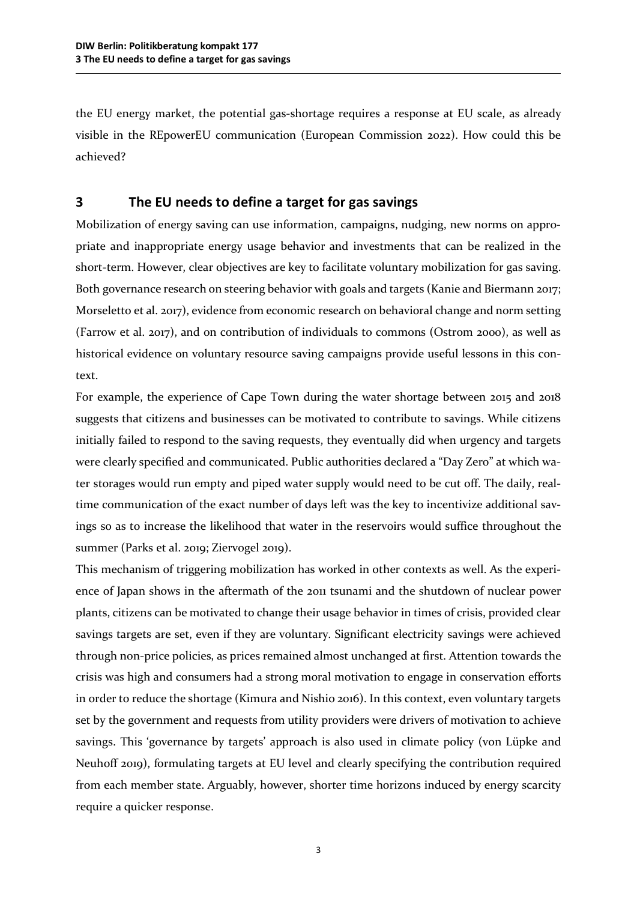the EU energy market, the potential gas-shortage requires a response at EU scale, as already visible in the REpowerEU communication (European Commission 2022). How could this be achieved?

## 3 The EU needs to define a target for gas savings

Mobilization of energy saving can use information, campaigns, nudging, new norms on appropriate and inappropriate energy usage behavior and investments that can be realized in the short-term. However, clear objectives are key to facilitate voluntary mobilization for gas saving. Both governance research on steering behavior with goals and targets (Kanie and Biermann 2017; Morseletto et al. 2017), evidence from economic research on behavioral change and norm setting (Farrow et al. 2017), and on contribution of individuals to commons (Ostrom 2000), as well as historical evidence on voluntary resource saving campaigns provide useful lessons in this context.

For example, the experience of Cape Town during the water shortage between 2015 and 2018 suggests that citizens and businesses can be motivated to contribute to savings. While citizens initially failed to respond to the saving requests, they eventually did when urgency and targets were clearly specified and communicated. Public authorities declared a "Day Zero" at which water storages would run empty and piped water supply would need to be cut off. The daily, real-time communication of the exact number of days left was the key to incentivize additional savings so as to increase the likelihood that water in the reservoirs would suffice throughout the summer (Parks et al. 2019; Ziervogel 2019).

This mechanism of triggering mobilization has worked in other contexts as well. As the experience of Japan shows in the aftermath of the 2011 tsunami and the shutdown of nuclear power plants, citizens can be motivated to change their usage behavior in times of crisis, provided clear savings targets are set, even if they are voluntary. Significant electricity savings were achieved through non-price policies, as prices remained almost unchanged at first. Attention towards the crisis was high and consumers had a strong moral motivation to engage in conservation efforts in order to reduce the shortage (Kimura and Nishio 2016). In this context, even voluntary targets set by the government and requests from utility providers were drivers of motivation to achieve savings. This 'governance by targets' approach is also used in climate policy (von Lüpke and Neuhoff 2019), formulating targets at EU level and clearly specifying the contribution required from each member state. Arguably, however, shorter time horizons induced by energy scarcity require a quicker response.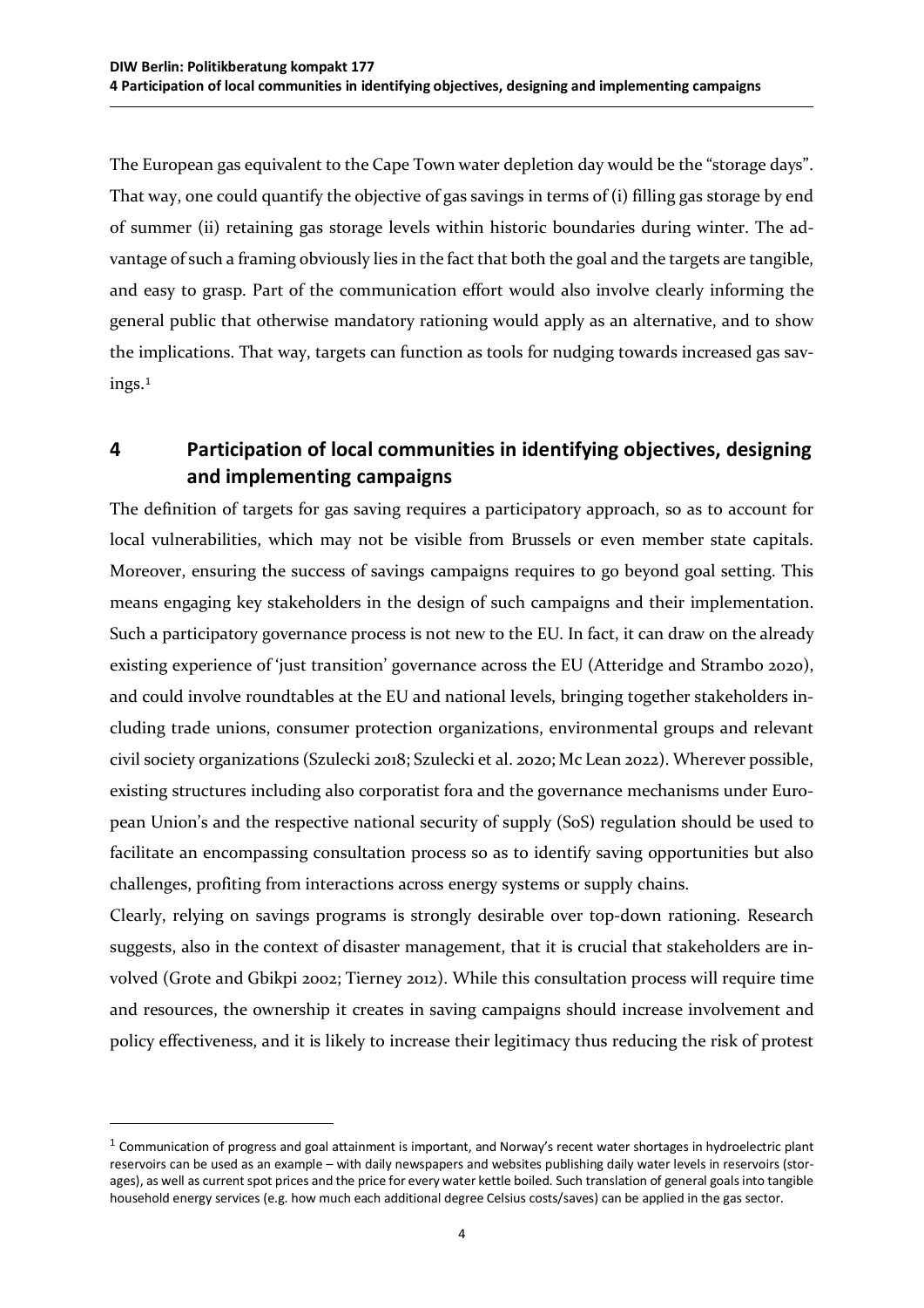The European gas equivalent to the Cape Town water depletion day would be the "storage days". That way, one could quantify the objective of gas savings in terms of (i) filling gas storage by end of summer (ii) retaining gas storage levels within historic boundaries during winter. The advantage of such a framing obviously lies in the fact that both the goal and the targets are tangible, and easy to grasp. Part of the communication effort would also involve clearly informing the general public that otherwise mandatory rationing would apply as an alternative, and to show the implications. That way, targets can function as tools for nudging towards increased gas savings.[1]

## 4 Participation of local communities in identifying objectives, designing and implementing campaigns

The definition of targets for gas saving requires a participatory approach, so as to account for local vulnerabilities, which may not be visible from Brussels or even member state capitals. Moreover, ensuring the success of savings campaigns requires to go beyond goal setting. This means engaging key stakeholders in the design of such campaigns and their implementation. Such a participatory governance process is not new to the EU. In fact, it can draw on the already existing experience of 'just transition' governance across the EU (Atteridge and Strambo 2020), and could involve roundtables at the EU and national levels, bringing together stakeholders including trade unions, consumer protection organizations, environmental groups and relevant civil society organizations (Szulecki 2018; Szulecki et al. 2020; Mc Lean 2022). Wherever possible, existing structures including also corporatist fora and the governance mechanisms under European Union's and the respective national security of supply (SoS) regulation should be used to facilitate an encompassing consultation process so as to identify saving opportunities but also challenges, profiting from interactions across energy systems or supply chains.

Clearly, relying on savings programs is strongly desirable over top-down rationing. Research suggests, also in the context of disaster management, that it is crucial that stakeholders are involved (Grote and Gbikpi 2002; Tierney 2012). While this consultation process will require time and resources, the ownership it creates in saving campaigns should increase involvement and policy effectiveness, and it is likely to increase their legitimacy thus reducing the risk of protest

---

[1] Communication of progress and goal attainment is important, and Norway's recent water shortages in hydroelectric plant reservoirs can be used as an example – with daily newspapers and websites publishing daily water levels in reservoirs (storages), as well as current spot prices and the price for every water kettle boiled. Such translation of general goals into tangible household energy services (e.g. how much each additional degree Celsius costs/saves) can be applied in the gas sector.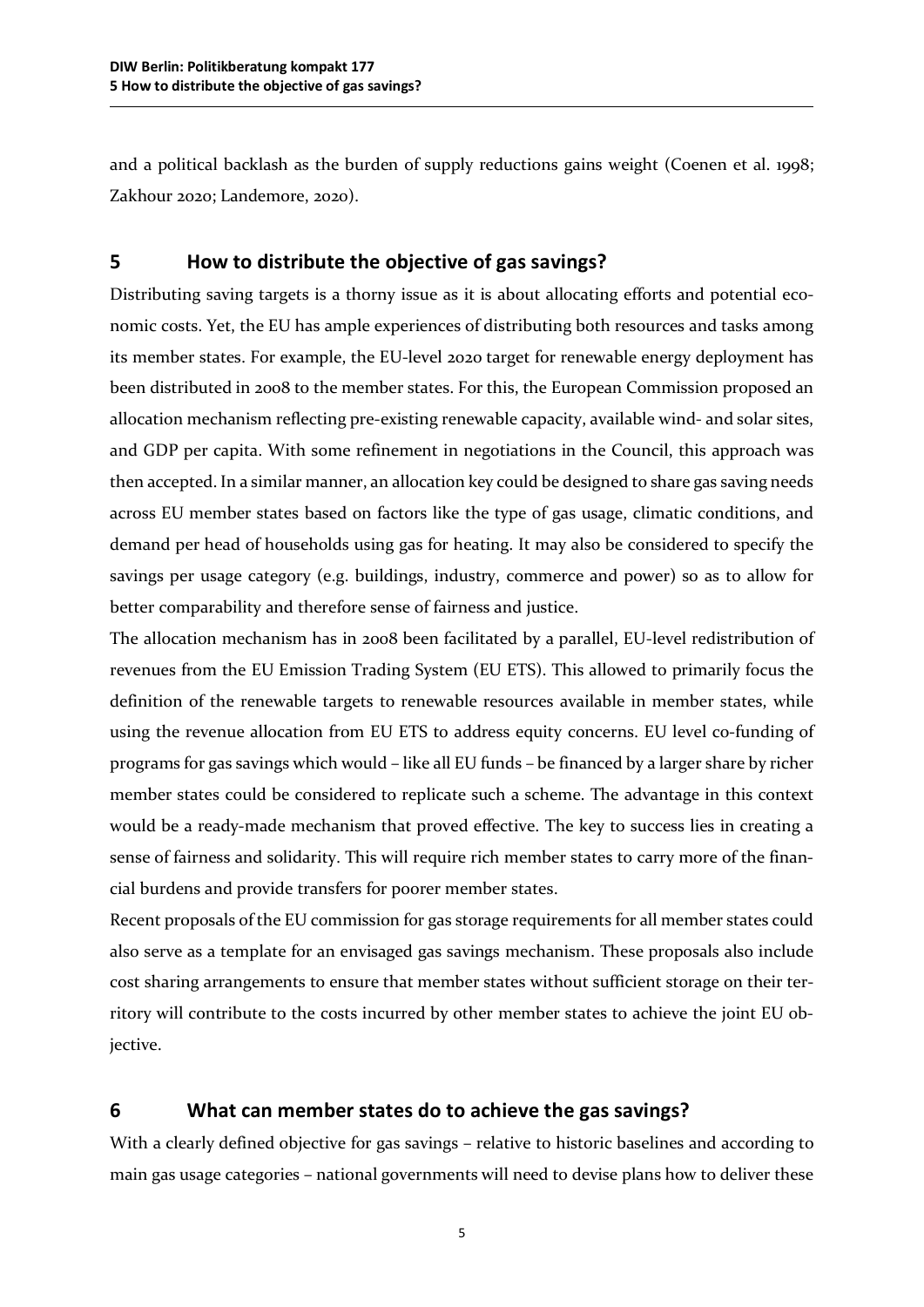and a political backlash as the burden of supply reductions gains weight (Coenen et al. 1998; Zakhour 2020; Landemore, 2020).

## 5 How to distribute the objective of gas savings?

Distributing saving targets is a thorny issue as it is about allocating efforts and potential economic costs. Yet, the EU has ample experiences of distributing both resources and tasks among its member states. For example, the EU-level 2020 target for renewable energy deployment has been distributed in 2008 to the member states. For this, the European Commission proposed an allocation mechanism reflecting pre-existing renewable capacity, available wind- and solar sites, and GDP per capita. With some refinement in negotiations in the Council, this approach was then accepted. In a similar manner, an allocation key could be designed to share gas saving needs across EU member states based on factors like the type of gas usage, climatic conditions, and demand per head of households using gas for heating. It may also be considered to specify the savings per usage category (e.g. buildings, industry, commerce and power) so as to allow for better comparability and therefore sense of fairness and justice.

The allocation mechanism has in 2008 been facilitated by a parallel, EU-level redistribution of revenues from the EU Emission Trading System (EU ETS). This allowed to primarily focus the definition of the renewable targets to renewable resources available in member states, while using the revenue allocation from EU ETS to address equity concerns. EU level co-funding of programs for gas savings which would – like all EU funds – be financed by a larger share by richer member states could be considered to replicate such a scheme. The advantage in this context would be a ready-made mechanism that proved effective. The key to success lies in creating a sense of fairness and solidarity. This will require rich member states to carry more of the financial burdens and provide transfers for poorer member states.

Recent proposals of the EU commission for gas storage requirements for all member states could also serve as a template for an envisaged gas savings mechanism. These proposals also include cost sharing arrangements to ensure that member states without sufficient storage on their territory will contribute to the costs incurred by other member states to achieve the joint EU objective.

## 6 What can member states do to achieve the gas savings?

With a clearly defined objective for gas savings – relative to historic baselines and according to main gas usage categories – national governments will need to devise plans how to deliver these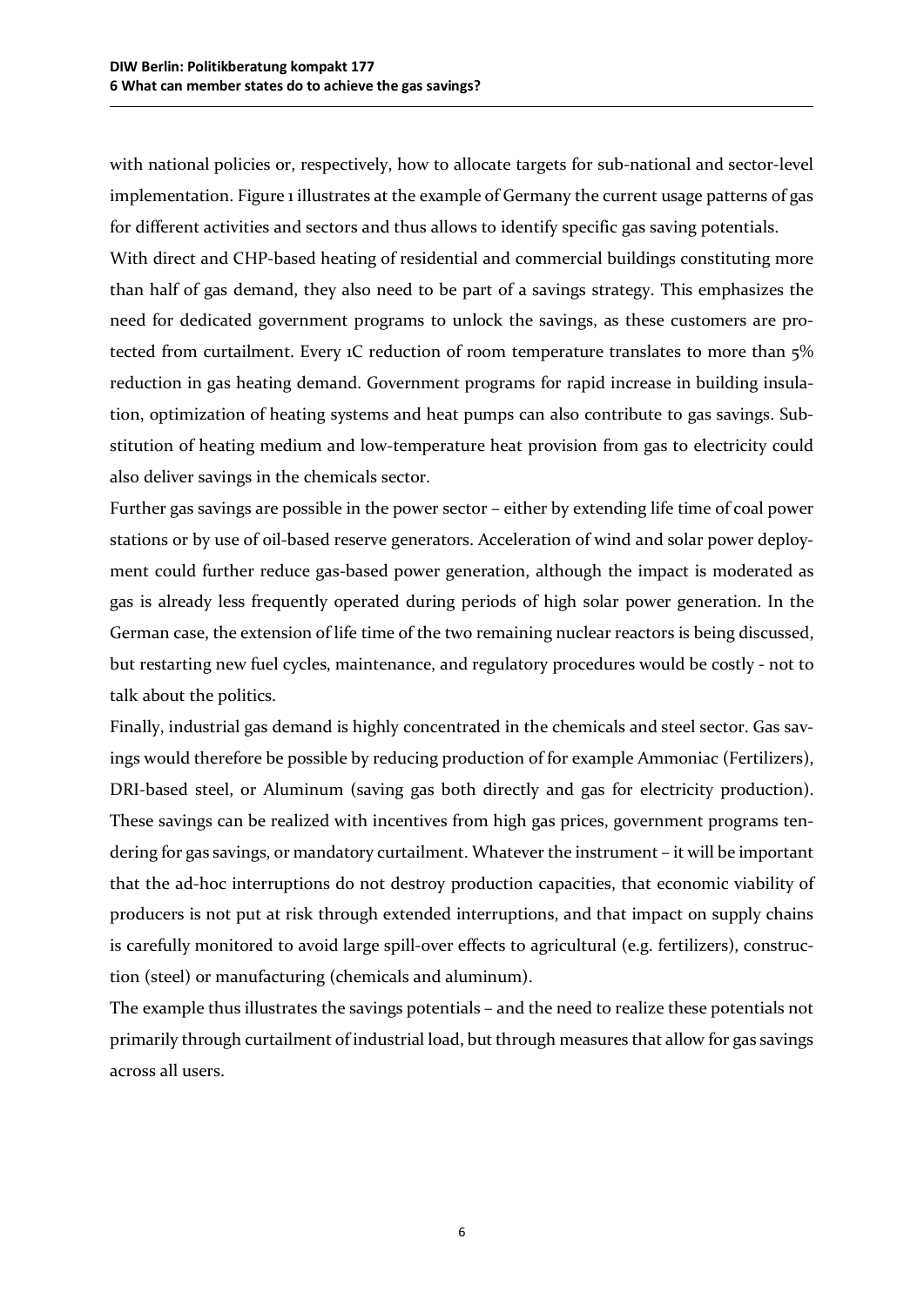with national policies or, respectively, how to allocate targets for sub-national and sector-level implementation. Figure 1 illustrates at the example of Germany the current usage patterns of gas for different activities and sectors and thus allows to identify specific gas saving potentials.

With direct and CHP-based heating of residential and commercial buildings constituting more than half of gas demand, they also need to be part of a savings strategy. This emphasizes the need for dedicated government programs to unlock the savings, as these customers are protected from curtailment. Every 1C reduction of room temperature translates to more than 5% reduction in gas heating demand. Government programs for rapid increase in building insulation, optimization of heating systems and heat pumps can also contribute to gas savings. Substitution of heating medium and low-temperature heat provision from gas to electricity could also deliver savings in the chemicals sector.

Further gas savings are possible in the power sector – either by extending life time of coal power stations or by use of oil-based reserve generators. Acceleration of wind and solar power deployment could further reduce gas-based power generation, although the impact is moderated as gas is already less frequently operated during periods of high solar power generation. In the German case, the extension of life time of the two remaining nuclear reactors is being discussed, but restarting new fuel cycles, maintenance, and regulatory procedures would be costly - not to talk about the politics.

Finally, industrial gas demand is highly concentrated in the chemicals and steel sector. Gas savings would therefore be possible by reducing production of for example Ammoniac (Fertilizers), DRI-based steel, or Aluminum (saving gas both directly and gas for electricity production). These savings can be realized with incentives from high gas prices, government programs tendering for gas savings, or mandatory curtailment. Whatever the instrument – it will be important that the ad-hoc interruptions do not destroy production capacities, that economic viability of producers is not put at risk through extended interruptions, and that impact on supply chains is carefully monitored to avoid large spill-over effects to agricultural (e.g. fertilizers), construction (steel) or manufacturing (chemicals and aluminum).

The example thus illustrates the savings potentials – and the need to realize these potentials not primarily through curtailment of industrial load, but through measures that allow for gas savings across all users.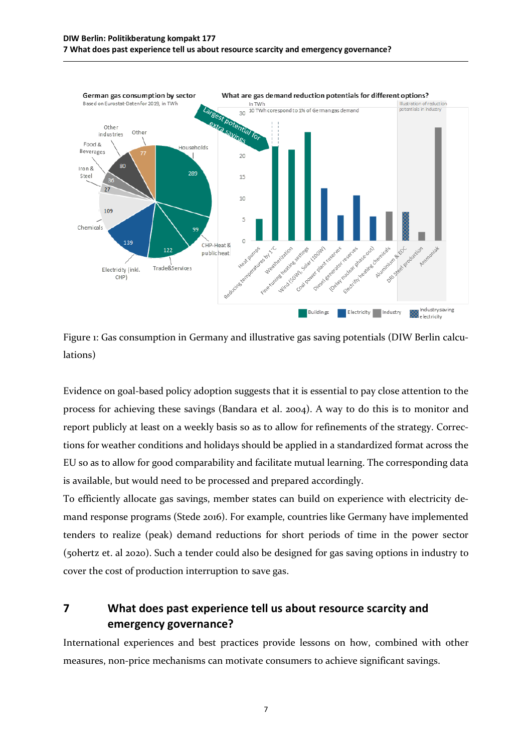Figure 1: Gas consumption in Germany and illustrative gas saving potentials (DIW Berlin calculations)

Evidence on goal-based policy adoption suggests that it is essential to pay close attention to the process for achieving these savings (Bandara et al. 2004). A way to do this is to monitor and report publicly at least on a weekly basis so as to allow for refinements of the strategy. Corrections for weather conditions and holidays should be applied in a standardized format across the EU so as to allow for good comparability and facilitate mutual learning. The corresponding data is available, but would need to be processed and prepared accordingly.

To efficiently allocate gas savings, member states can build on experience with electricity demand response programs (Stede 2016). For example, countries like Germany have implemented tenders to realize (peak) demand reductions for short periods of time in the power sector (50hertz et. al 2020). Such a tender could also be designed for gas saving options in industry to cover the cost of production interruption to save gas.

## 7 What does past experience tell us about resource scarcity and emergency governance?

International experiences and best practices provide lessons on how, combined with other measures, non-price mechanisms can motivate consumers to achieve significant savings.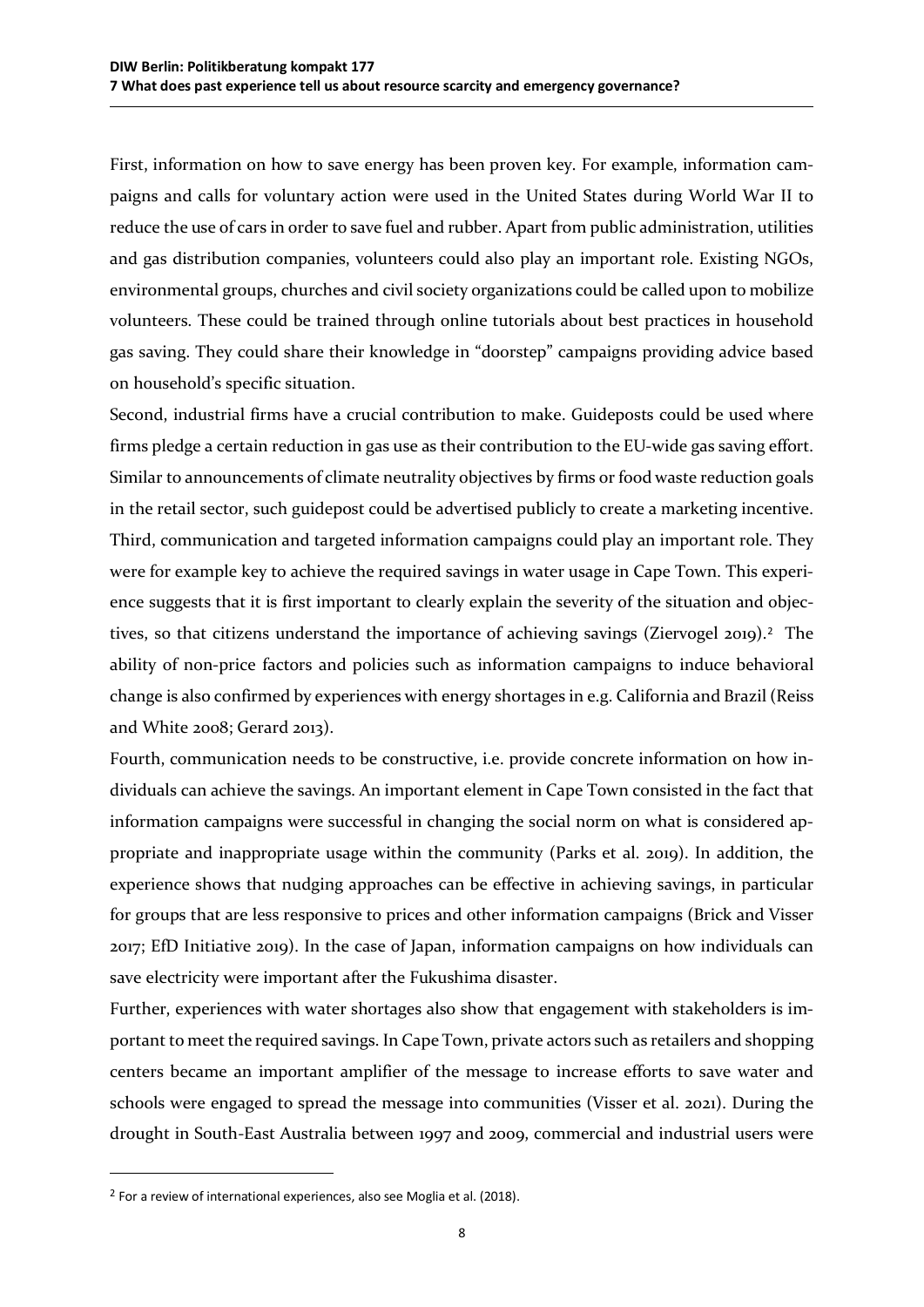First, information on how to save energy has been proven key. For example, information campaigns and calls for voluntary action were used in the United States during World War II to reduce the use of cars in order to save fuel and rubber. Apart from public administration, utilities and gas distribution companies, volunteers could also play an important role. Existing NGOs, environmental groups, churches and civil society organizations could be called upon to mobilize volunteers. These could be trained through online tutorials about best practices in household gas saving. They could share their knowledge in "doorstep" campaigns providing advice based on household's specific situation.

Second, industrial firms have a crucial contribution to make. Guideposts could be used where firms pledge a certain reduction in gas use as their contribution to the EU-wide gas saving effort. Similar to announcements of climate neutrality objectives by firms or food waste reduction goals in the retail sector, such guidepost could be advertised publicly to create a marketing incentive.

Third, communication and targeted information campaigns could play an important role. They were for example key to achieve the required savings in water usage in Cape Town. This experience suggests that it is first important to clearly explain the severity of the situation and objectives, so that citizens understand the importance of achieving savings (Ziervogel 2019).[2] The ability of non-price factors and policies such as information campaigns to induce behavioral change is also confirmed by experiences with energy shortages in e.g. California and Brazil (Reiss and White 2008; Gerard 2013).

Fourth, communication needs to be constructive, i.e. provide concrete information on how individuals can achieve the savings. An important element in Cape Town consisted in the fact that information campaigns were successful in changing the social norm on what is considered appropriate and inappropriate usage within the community (Parks et al. 2019). In addition, the experience shows that nudging approaches can be effective in achieving savings, in particular for groups that are less responsive to prices and other information campaigns (Brick and Visser 2017; EfD Initiative 2019). In the case of Japan, information campaigns on how individuals can save electricity were important after the Fukushima disaster.

Further, experiences with water shortages also show that engagement with stakeholders is important to meet the required savings. In Cape Town, private actors such as retailers and shopping centers became an important amplifier of the message to increase efforts to save water and schools were engaged to spread the message into communities (Visser et al. 2021). During the drought in South-East Australia between 1997 and 2009, commercial and industrial users were

[2] For a review of international experiences, also see Moglia et al. (2018).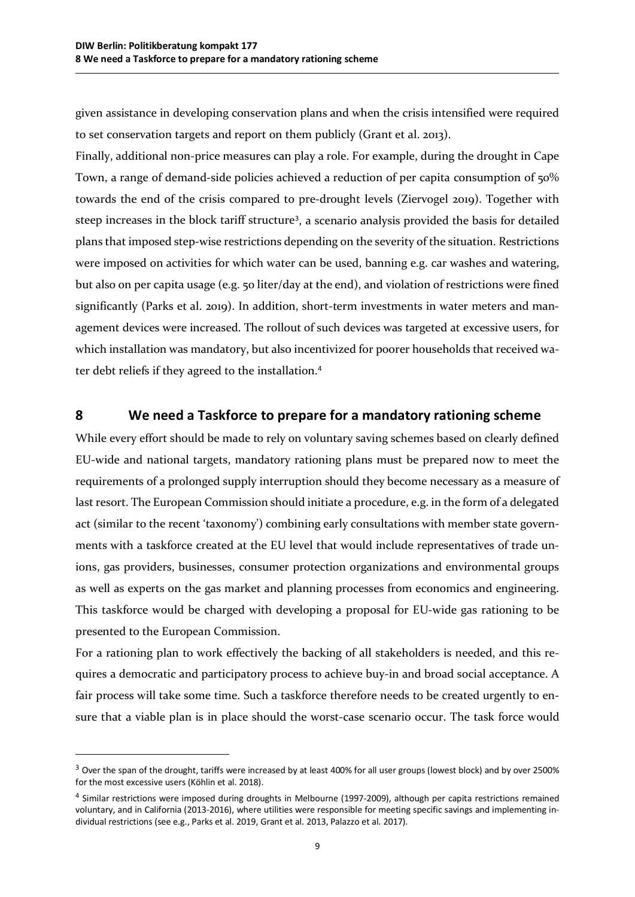given assistance in developing conservation plans and when the crisis intensified were required to set conservation targets and report on them publicly (Grant et al. 2013).

Finally, additional non-price measures can play a role. For example, during the drought in Cape Town, a range of demand-side policies achieved a reduction of per capita consumption of 50% towards the end of the crisis compared to pre-drought levels (Ziervogel 2019). Together with steep increases in the block tariff structure[3], a scenario analysis provided the basis for detailed plans that imposed step-wise restrictions depending on the severity of the situation. Restrictions were imposed on activities for which water can be used, banning e.g. car washes and watering, but also on per capita usage (e.g. 50 liter/day at the end), and violation of restrictions were fined significantly (Parks et al. 2019). In addition, short-term investments in water meters and management devices were increased. The rollout of such devices was targeted at excessive users, for which installation was mandatory, but also incentivized for poorer households that received water debt reliefs if they agreed to the installation.[4]

## 8 We need a Taskforce to prepare for a mandatory rationing scheme

While every effort should be made to rely on voluntary saving schemes based on clearly defined EU-wide and national targets, mandatory rationing plans must be prepared now to meet the requirements of a prolonged supply interruption should they become necessary as a measure of last resort. The European Commission should initiate a procedure, e.g. in the form of a delegated act (similar to the recent 'taxonomy') combining early consultations with member state governments with a taskforce created at the EU level that would include representatives of trade unions, gas providers, businesses, consumer protection organizations and environmental groups as well as experts on the gas market and planning processes from economics and engineering. This taskforce would be charged with developing a proposal for EU-wide gas rationing to be presented to the European Commission.

For a rationing plan to work effectively the backing of all stakeholders is needed, and this requires a democratic and participatory process to achieve buy-in and broad social acceptance. A fair process will take some time. Such a taskforce therefore needs to be created urgently to ensure that a viable plan is in place should the worst-case scenario occur. The task force would

---

[3] Over the span of the drought, tariffs were increased by at least 400% for all user groups (lowest block) and by over 2500% for the most excessive users (Köhlin et al. 2018).

[4] Similar restrictions were imposed during droughts in Melbourne (1997-2009), although per capita restrictions remained voluntary, and in California (2013-2016), where utilities were responsible for meeting specific savings and implementing individual restrictions (see e.g., Parks et al. 2019, Grant et al. 2013, Palazzo et al. 2017).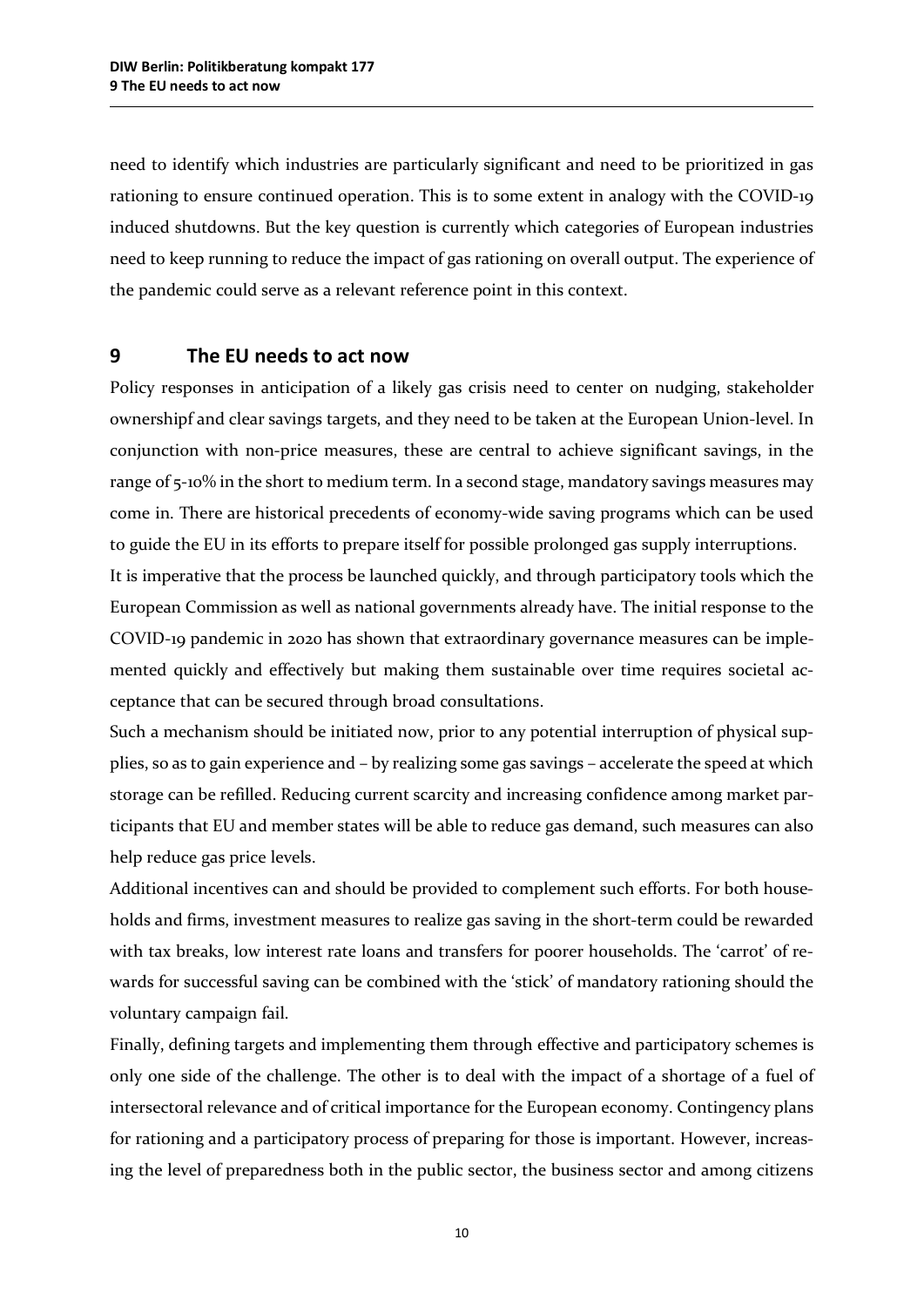need to identify which industries are particularly significant and need to be prioritized in gas rationing to ensure continued operation. This is to some extent in analogy with the COVID-19 induced shutdowns. But the key question is currently which categories of European industries need to keep running to reduce the impact of gas rationing on overall output. The experience of the pandemic could serve as a relevant reference point in this context.

## 9 The EU needs to act now

Policy responses in anticipation of a likely gas crisis need to center on nudging, stakeholder ownershipf and clear savings targets, and they need to be taken at the European Union-level. In conjunction with non-price measures, these are central to achieve significant savings, in the range of 5-10% in the short to medium term. In a second stage, mandatory savings measures may come in. There are historical precedents of economy-wide saving programs which can be used to guide the EU in its efforts to prepare itself for possible prolonged gas supply interruptions.

It is imperative that the process be launched quickly, and through participatory tools which the European Commission as well as national governments already have. The initial response to the COVID-19 pandemic in 2020 has shown that extraordinary governance measures can be implemented quickly and effectively but making them sustainable over time requires societal acceptance that can be secured through broad consultations.

Such a mechanism should be initiated now, prior to any potential interruption of physical supplies, so as to gain experience and – by realizing some gas savings – accelerate the speed at which storage can be refilled. Reducing current scarcity and increasing confidence among market participants that EU and member states will be able to reduce gas demand, such measures can also help reduce gas price levels.

Additional incentives can and should be provided to complement such efforts. For both households and firms, investment measures to realize gas saving in the short-term could be rewarded with tax breaks, low interest rate loans and transfers for poorer households. The 'carrot' of rewards for successful saving can be combined with the 'stick' of mandatory rationing should the voluntary campaign fail.

Finally, defining targets and implementing them through effective and participatory schemes is only one side of the challenge. The other is to deal with the impact of a shortage of a fuel of intersectoral relevance and of critical importance for the European economy. Contingency plans for rationing and a participatory process of preparing for those is important. However, increasing the level of preparedness both in the public sector, the business sector and among citizens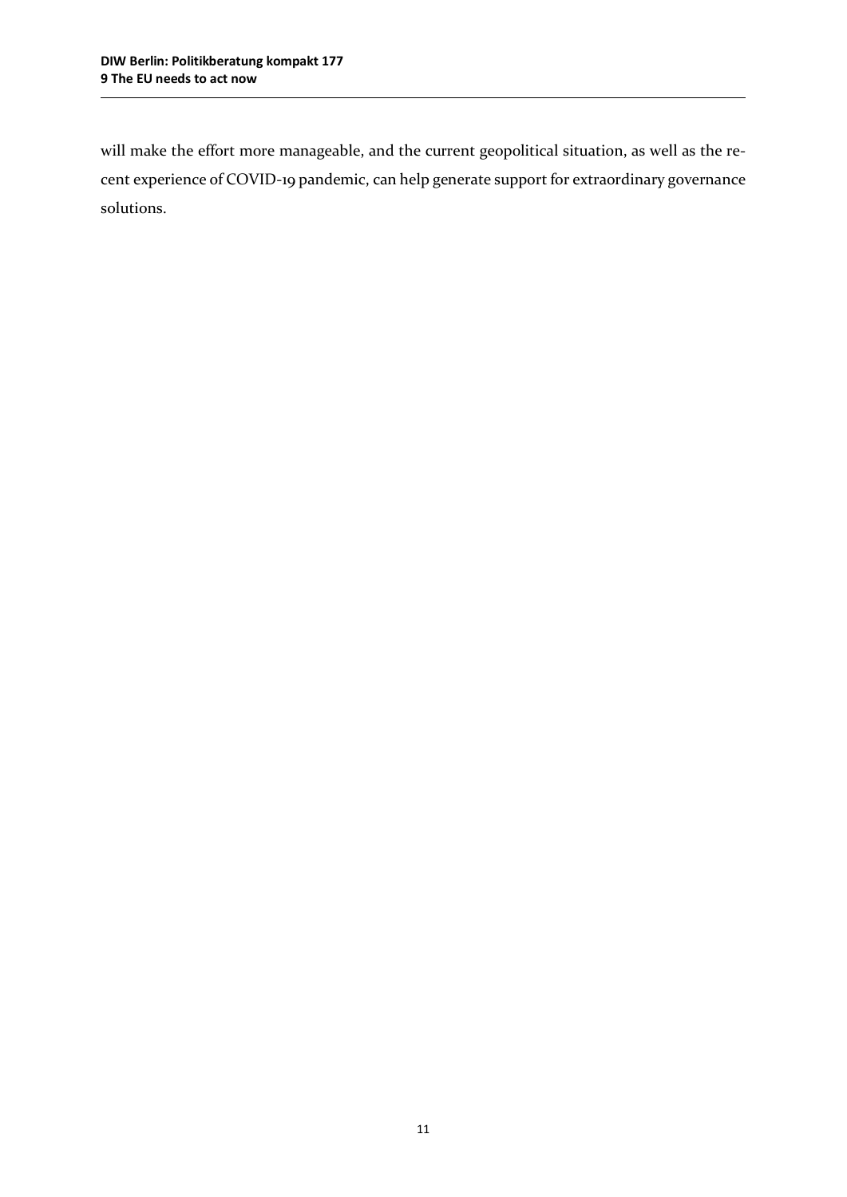will make the effort more manageable, and the current geopolitical situation, as well as the recent experience of COVID-19 pandemic, can help generate support for extraordinary governance solutions.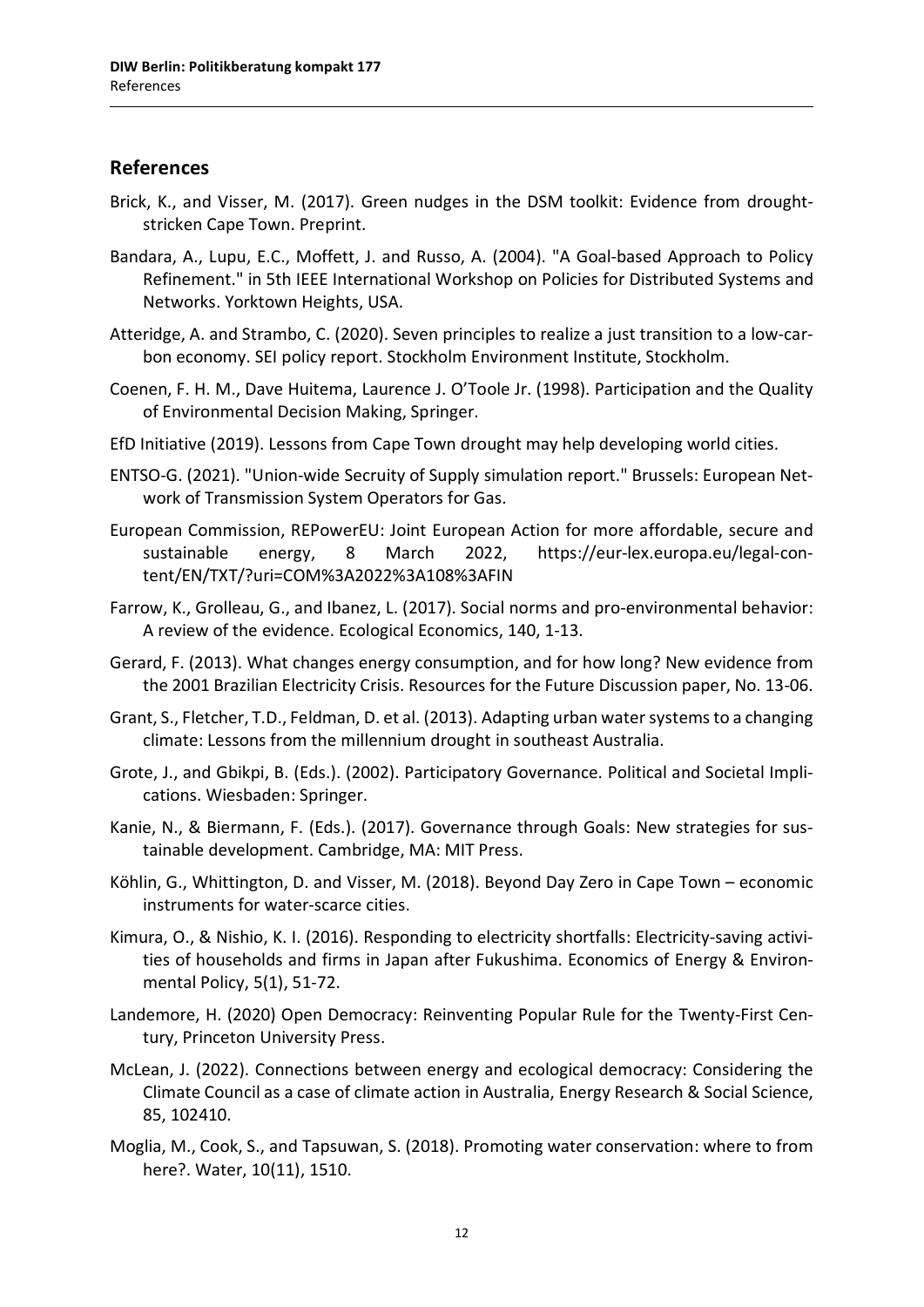## References

Brick, K., and Visser, M. (2017). Green nudges in the DSM toolkit: Evidence from drought-stricken Cape Town. Preprint.

Bandara, A., Lupu, E.C., Moffett, J. and Russo, A. (2004). "A Goal-based Approach to Policy Refinement." in 5th IEEE International Workshop on Policies for Distributed Systems and Networks. Yorktown Heights, USA.

Atteridge, A. and Strambo, C. (2020). Seven principles to realize a just transition to a low-carbon economy. SEI policy report. Stockholm Environment Institute, Stockholm.

Coenen, F. H. M., Dave Huitema, Laurence J. O'Toole Jr. (1998). Participation and the Quality of Environmental Decision Making, Springer.

EfD Initiative (2019). Lessons from Cape Town drought may help developing world cities.

ENTSO-G. (2021). "Union-wide Secruity of Supply simulation report." Brussels: European Network of Transmission System Operators for Gas.

European Commission, REPowerEU: Joint European Action for more affordable, secure and sustainable energy, 8 March 2022, https://eur-lex.europa.eu/legal-content/EN/TXT/?uri=COM%3A2022%3A108%3AFIN

Farrow, K., Grolleau, G., and Ibanez, L. (2017). Social norms and pro-environmental behavior: A review of the evidence. Ecological Economics, 140, 1-13.

Gerard, F. (2013). What changes energy consumption, and for how long? New evidence from the 2001 Brazilian Electricity Crisis. Resources for the Future Discussion paper, No. 13-06.

Grant, S., Fletcher, T.D., Feldman, D. et al. (2013). Adapting urban water systems to a changing climate: Lessons from the millennium drought in southeast Australia.

Grote, J., and Gbikpi, B. (Eds.). (2002). Participatory Governance. Political and Societal Implications. Wiesbaden: Springer.

Kanie, N., & Biermann, F. (Eds.). (2017). Governance through Goals: New strategies for sustainable development. Cambridge, MA: MIT Press.

Köhlin, G., Whittington, D. and Visser, M. (2018). Beyond Day Zero in Cape Town – economic instruments for water-scarce cities.

Kimura, O., & Nishio, K. I. (2016). Responding to electricity shortfalls: Electricity-saving activities of households and firms in Japan after Fukushima. Economics of Energy & Environmental Policy, 5(1), 51-72.

Landemore, H. (2020) Open Democracy: Reinventing Popular Rule for the Twenty-First Century, Princeton University Press.

McLean, J. (2022). Connections between energy and ecological democracy: Considering the Climate Council as a case of climate action in Australia, Energy Research & Social Science, 85, 102410.

Moglia, M., Cook, S., and Tapsuwan, S. (2018). Promoting water conservation: where to from here?. Water, 10(11), 1510.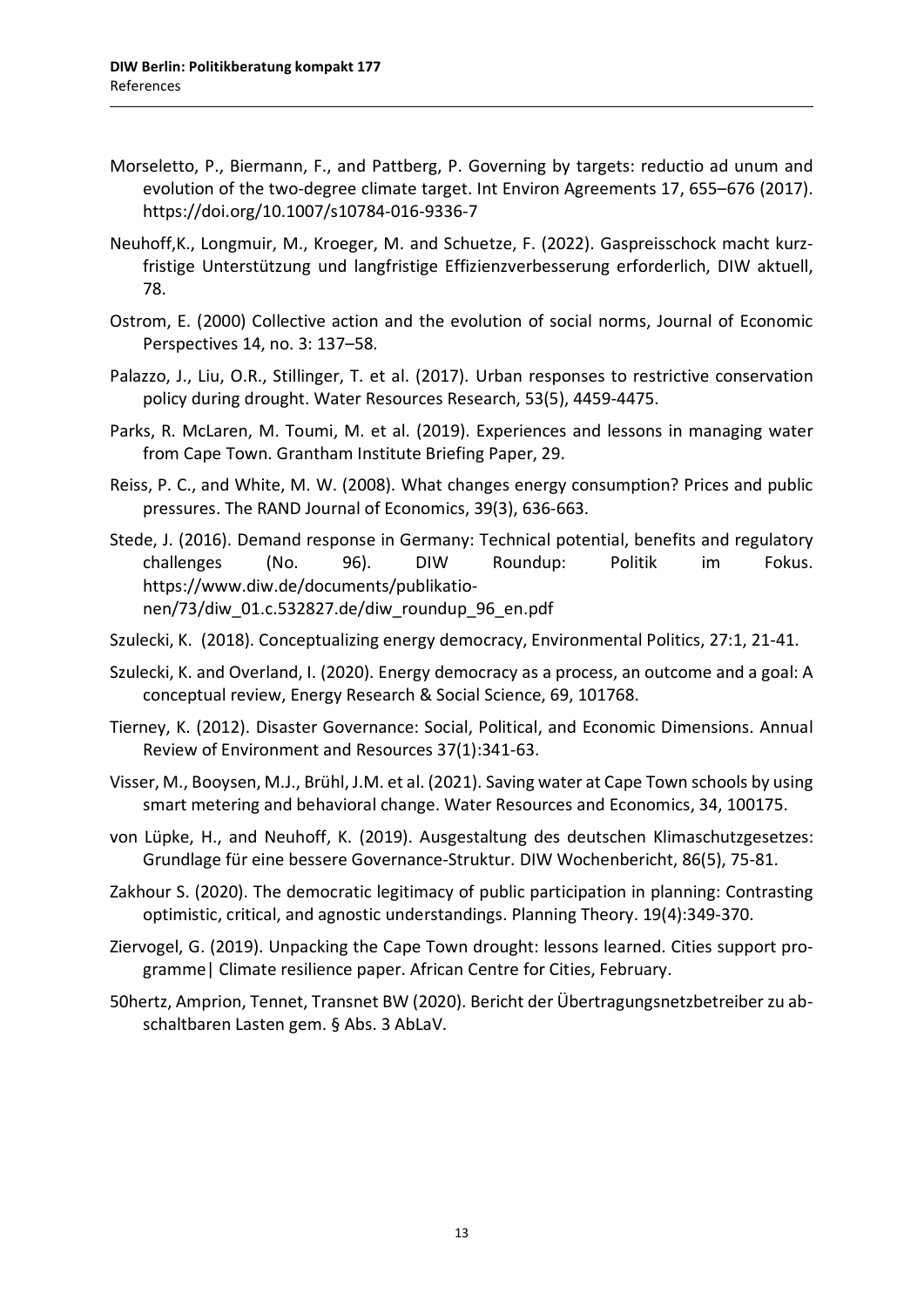Morseletto, P., Biermann, F., and Pattberg, P. Governing by targets: reductio ad unum and evolution of the two-degree climate target. Int Environ Agreements 17, 655–676 (2017). https://doi.org/10.1007/s10784-016-9336-7

Neuhoff,K., Longmuir, M., Kroeger, M. and Schuetze, F. (2022). Gaspreisschock macht kurzfristige Unterstützung und langfristige Effizienzverbesserung erforderlich, DIW aktuell, 78.

Ostrom, E. (2000) Collective action and the evolution of social norms, Journal of Economic Perspectives 14, no. 3: 137–58.

Palazzo, J., Liu, O.R., Stillinger, T. et al. (2017). Urban responses to restrictive conservation policy during drought. Water Resources Research, 53(5), 4459-4475.

Parks, R. McLaren, M. Toumi, M. et al. (2019). Experiences and lessons in managing water from Cape Town. Grantham Institute Briefing Paper, 29.

Reiss, P. C., and White, M. W. (2008). What changes energy consumption? Prices and public pressures. The RAND Journal of Economics, 39(3), 636-663.

Stede, J. (2016). Demand response in Germany: Technical potential, benefits and regulatory challenges (No. 96). DIW Roundup: Politik im Fokus. https://www.diw.de/documents/publikationen/73/diw_01.c.532827.de/diw_roundup_96_en.pdf

Szulecki, K. (2018). Conceptualizing energy democracy, Environmental Politics, 27:1, 21-41.

Szulecki, K. and Overland, I. (2020). Energy democracy as a process, an outcome and a goal: A conceptual review, Energy Research & Social Science, 69, 101768.

Tierney, K. (2012). Disaster Governance: Social, Political, and Economic Dimensions. Annual Review of Environment and Resources 37(1):341-63.

Visser, M., Booysen, M.J., Brühl, J.M. et al. (2021). Saving water at Cape Town schools by using smart metering and behavioral change. Water Resources and Economics, 34, 100175.

von Lüpke, H., and Neuhoff, K. (2019). Ausgestaltung des deutschen Klimaschutzgesetzes: Grundlage für eine bessere Governance-Struktur. DIW Wochenbericht, 86(5), 75-81.

Zakhour S. (2020). The democratic legitimacy of public participation in planning: Contrasting optimistic, critical, and agnostic understandings. Planning Theory. 19(4):349-370.

Ziervogel, G. (2019). Unpacking the Cape Town drought: lessons learned. Cities support programme| Climate resilience paper. African Centre for Cities, February.

50hertz, Amprion, Tennet, Transnet BW (2020). Bericht der Übertragungsnetzbetreiber zu abschaltbaren Lasten gem. § Abs. 3 AbLaV.